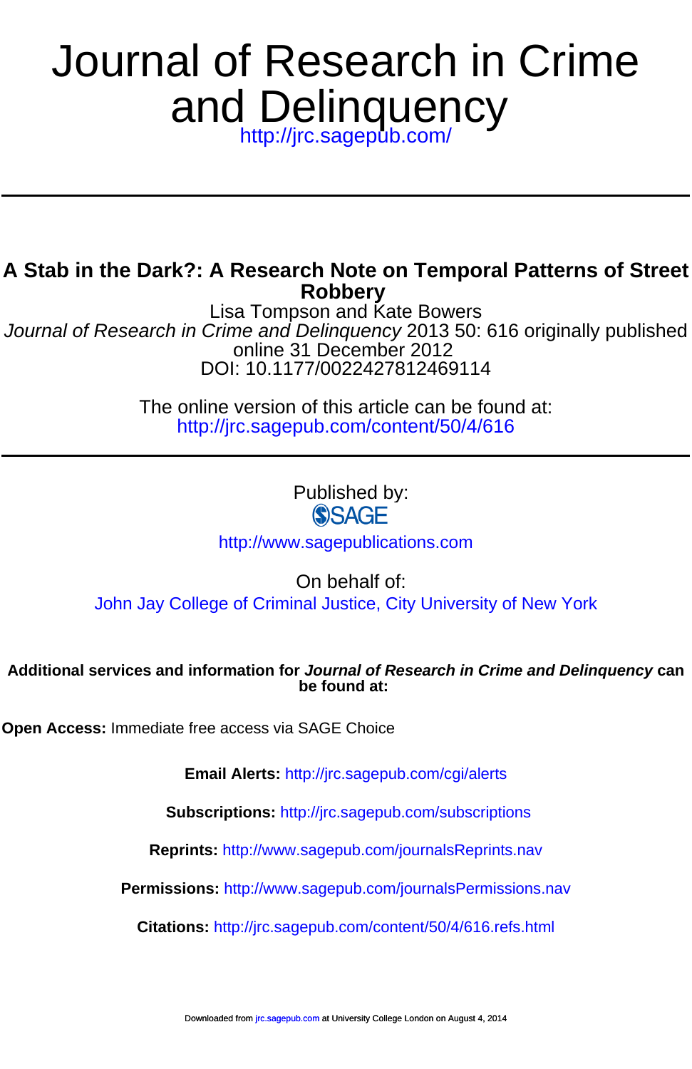# Journal of Research in Crime and Delinquency

http://jrc.sagepub.com/

## A Stab in the Dark?: A Research Note on Temporal Patterns of Street Robbery

Lisa Tompson and Kate Bowers

*Journal of Research in Crime and Delinquency* 2013 50: 616 originally published online 31 December 2012

DOI: 10.1177/0022427812469114

The online version of this article can be found at:
http://jrc.sagepub.com/content/50/4/616

Published by:

SAGE

http://www.sagepublications.com

On behalf of:

John Jay College of Criminal Justice, City University of New York

**Additional services and information for *Journal of Research in Crime and Delinquency* can be found at:**

**Open Access:** Immediate free access via SAGE Choice

**Email Alerts:** http://jrc.sagepub.com/cgi/alerts

**Subscriptions:** http://jrc.sagepub.com/subscriptions

**Reprints:** http://www.sagepub.com/journalsReprints.nav

**Permissions:** http://www.sagepub.com/journalsPermissions.nav

**Citations:** http://jrc.sagepub.com/content/50/4/616.refs.html

Downloaded from jrc.sagepub.com at University College London on August 4, 2014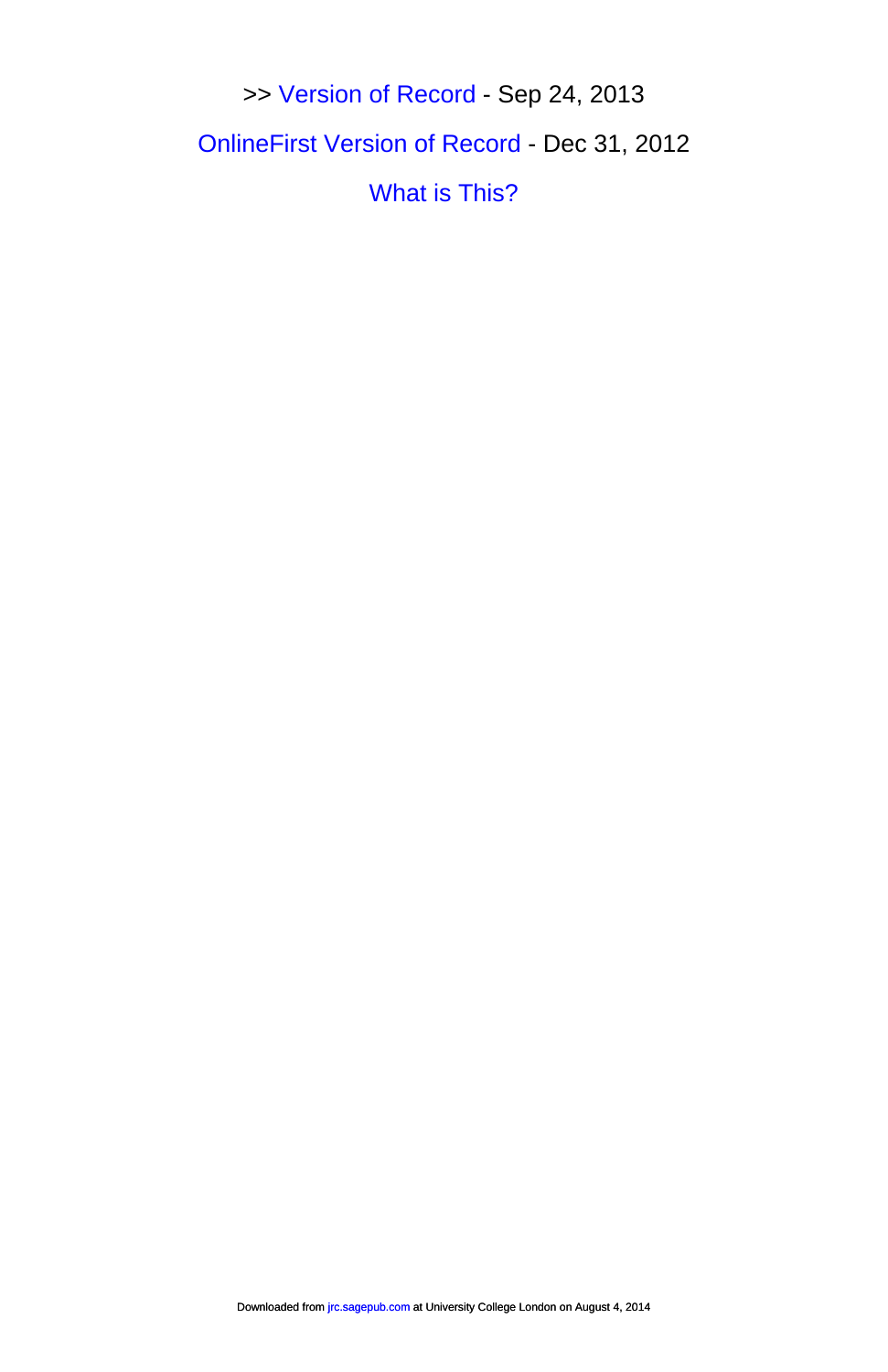>> Version of Record - Sep 24, 2013

OnlineFirst Version of Record - Dec 31, 2012

What is This?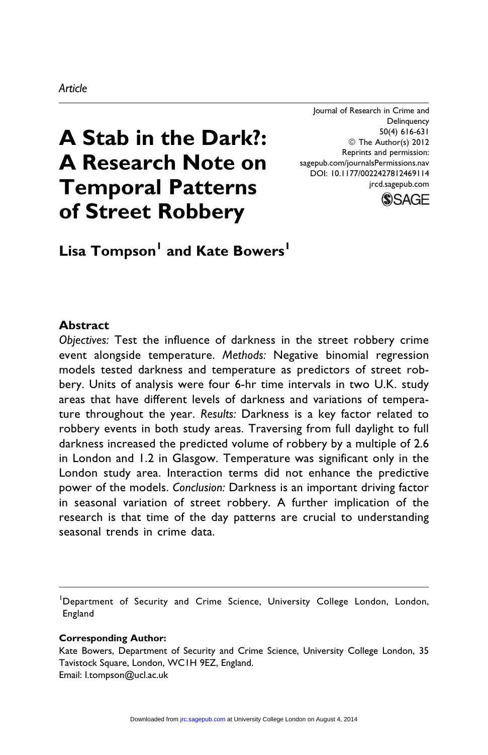Article

# A Stab in the Dark?: A Research Note on Temporal Patterns of Street Robbery

Journal of Research in Crime and Delinquency
50(4) 616-631
© The Author(s) 2012
Reprints and permission:
sagepub.com/journalsPermissions.nav
DOI: 10.1177/0022427812469114
jrcd.sagepub.com

**Lisa Tompson[1] and Kate Bowers[1]**

## Abstract

*Objectives:* Test the influence of darkness in the street robbery crime event alongside temperature. *Methods:* Negative binomial regression models tested darkness and temperature as predictors of street robbery. Units of analysis were four 6-hr time intervals in two U.K. study areas that have different levels of darkness and variations of temperature throughout the year. *Results:* Darkness is a key factor related to robbery events in both study areas. Traversing from full daylight to full darkness increased the predicted volume of robbery by a multiple of 2.6 in London and 1.2 in Glasgow. Temperature was significant only in the London study area. Interaction terms did not enhance the predictive power of the models. *Conclusion:* Darkness is an important driving factor in seasonal variation of street robbery. A further implication of the research is that time of the day patterns are crucial to understanding seasonal trends in crime data.

---

[1]Department of Security and Crime Science, University College London, London, England

**Corresponding Author:**
Kate Bowers, Department of Security and Crime Science, University College London, 35 Tavistock Square, London, WC1H 9EZ, England.
Email: l.tompson@ucl.ac.uk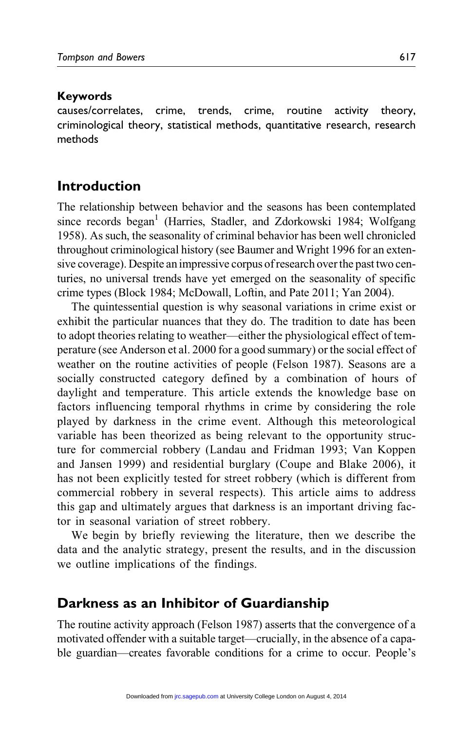**Keywords**

causes/correlates, crime, trends, crime, routine activity theory, criminological theory, statistical methods, quantitative research, research methods

## Introduction

The relationship between behavior and the seasons has been contemplated since records began[1] (Harries, Stadler, and Zdorkowski 1984; Wolfgang 1958). As such, the seasonality of criminal behavior has been well chronicled throughout criminological history (see Baumer and Wright 1996 for an extensive coverage). Despite an impressive corpus of research over the past two centuries, no universal trends have yet emerged on the seasonality of specific crime types (Block 1984; McDowall, Loftin, and Pate 2011; Yan 2004).

The quintessential question is why seasonal variations in crime exist or exhibit the particular nuances that they do. The tradition to date has been to adopt theories relating to weather—either the physiological effect of temperature (see Anderson et al. 2000 for a good summary) or the social effect of weather on the routine activities of people (Felson 1987). Seasons are a socially constructed category defined by a combination of hours of daylight and temperature. This article extends the knowledge base on factors influencing temporal rhythms in crime by considering the role played by darkness in the crime event. Although this meteorological variable has been theorized as being relevant to the opportunity structure for commercial robbery (Landau and Fridman 1993; Van Koppen and Jansen 1999) and residential burglary (Coupe and Blake 2006), it has not been explicitly tested for street robbery (which is different from commercial robbery in several respects). This article aims to address this gap and ultimately argues that darkness is an important driving factor in seasonal variation of street robbery.

We begin by briefly reviewing the literature, then we describe the data and the analytic strategy, present the results, and in the discussion we outline implications of the findings.

## Darkness as an Inhibitor of Guardianship

The routine activity approach (Felson 1987) asserts that the convergence of a motivated offender with a suitable target—crucially, in the absence of a capable guardian—creates favorable conditions for a crime to occur. People's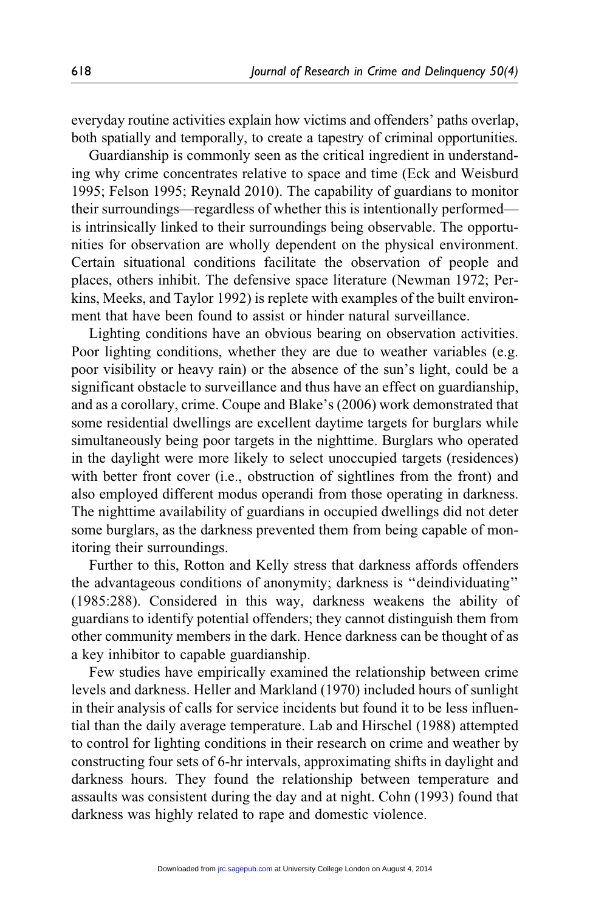everyday routine activities explain how victims and offenders' paths overlap, both spatially and temporally, to create a tapestry of criminal opportunities.

Guardianship is commonly seen as the critical ingredient in understanding why crime concentrates relative to space and time (Eck and Weisburd 1995; Felson 1995; Reynald 2010). The capability of guardians to monitor their surroundings—regardless of whether this is intentionally performed—is intrinsically linked to their surroundings being observable. The opportunities for observation are wholly dependent on the physical environment. Certain situational conditions facilitate the observation of people and places, others inhibit. The defensive space literature (Newman 1972; Perkins, Meeks, and Taylor 1992) is replete with examples of the built environment that have been found to assist or hinder natural surveillance.

Lighting conditions have an obvious bearing on observation activities. Poor lighting conditions, whether they are due to weather variables (e.g. poor visibility or heavy rain) or the absence of the sun's light, could be a significant obstacle to surveillance and thus have an effect on guardianship, and as a corollary, crime. Coupe and Blake's (2006) work demonstrated that some residential dwellings are excellent daytime targets for burglars while simultaneously being poor targets in the nighttime. Burglars who operated in the daylight were more likely to select unoccupied targets (residences) with better front cover (i.e., obstruction of sightlines from the front) and also employed different modus operandi from those operating in darkness. The nighttime availability of guardians in occupied dwellings did not deter some burglars, as the darkness prevented them from being capable of monitoring their surroundings.

Further to this, Rotton and Kelly stress that darkness affords offenders the advantageous conditions of anonymity; darkness is ''deindividuating'' (1985:288). Considered in this way, darkness weakens the ability of guardians to identify potential offenders; they cannot distinguish them from other community members in the dark. Hence darkness can be thought of as a key inhibitor to capable guardianship.

Few studies have empirically examined the relationship between crime levels and darkness. Heller and Markland (1970) included hours of sunlight in their analysis of calls for service incidents but found it to be less influential than the daily average temperature. Lab and Hirschel (1988) attempted to control for lighting conditions in their research on crime and weather by constructing four sets of 6-hr intervals, approximating shifts in daylight and darkness hours. They found the relationship between temperature and assaults was consistent during the day and at night. Cohn (1993) found that darkness was highly related to rape and domestic violence.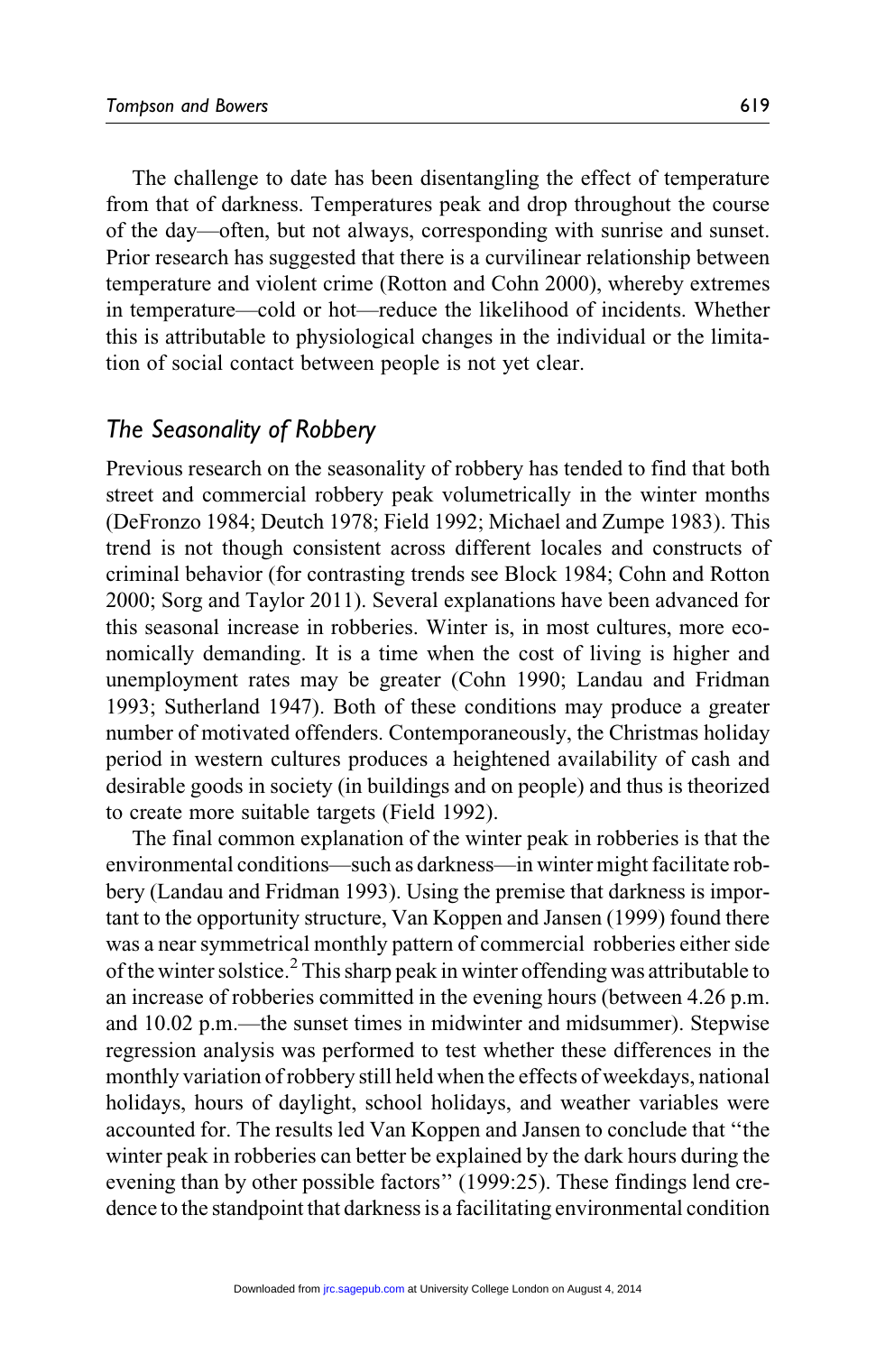The challenge to date has been disentangling the effect of temperature from that of darkness. Temperatures peak and drop throughout the course of the day—often, but not always, corresponding with sunrise and sunset. Prior research has suggested that there is a curvilinear relationship between temperature and violent crime (Rotton and Cohn 2000), whereby extremes in temperature—cold or hot—reduce the likelihood of incidents. Whether this is attributable to physiological changes in the individual or the limitation of social contact between people is not yet clear.

## *The Seasonality of Robbery*

Previous research on the seasonality of robbery has tended to find that both street and commercial robbery peak volumetrically in the winter months (DeFronzo 1984; Deutch 1978; Field 1992; Michael and Zumpe 1983). This trend is not though consistent across different locales and constructs of criminal behavior (for contrasting trends see Block 1984; Cohn and Rotton 2000; Sorg and Taylor 2011). Several explanations have been advanced for this seasonal increase in robberies. Winter is, in most cultures, more economically demanding. It is a time when the cost of living is higher and unemployment rates may be greater (Cohn 1990; Landau and Fridman 1993; Sutherland 1947). Both of these conditions may produce a greater number of motivated offenders. Contemporaneously, the Christmas holiday period in western cultures produces a heightened availability of cash and desirable goods in society (in buildings and on people) and thus is theorized to create more suitable targets (Field 1992).

The final common explanation of the winter peak in robberies is that the environmental conditions—such as darkness—in winter might facilitate robbery (Landau and Fridman 1993). Using the premise that darkness is important to the opportunity structure, Van Koppen and Jansen (1999) found there was a near symmetrical monthly pattern of commercial robberies either side of the winter solstice.[2] This sharp peak in winter offending was attributable to an increase of robberies committed in the evening hours (between 4.26 p.m. and 10.02 p.m.—the sunset times in midwinter and midsummer). Stepwise regression analysis was performed to test whether these differences in the monthly variation of robbery still held when the effects of weekdays, national holidays, hours of daylight, school holidays, and weather variables were accounted for. The results led Van Koppen and Jansen to conclude that "the winter peak in robberies can better be explained by the dark hours during the evening than by other possible factors" (1999:25). These findings lend credence to the standpoint that darkness is a facilitating environmental condition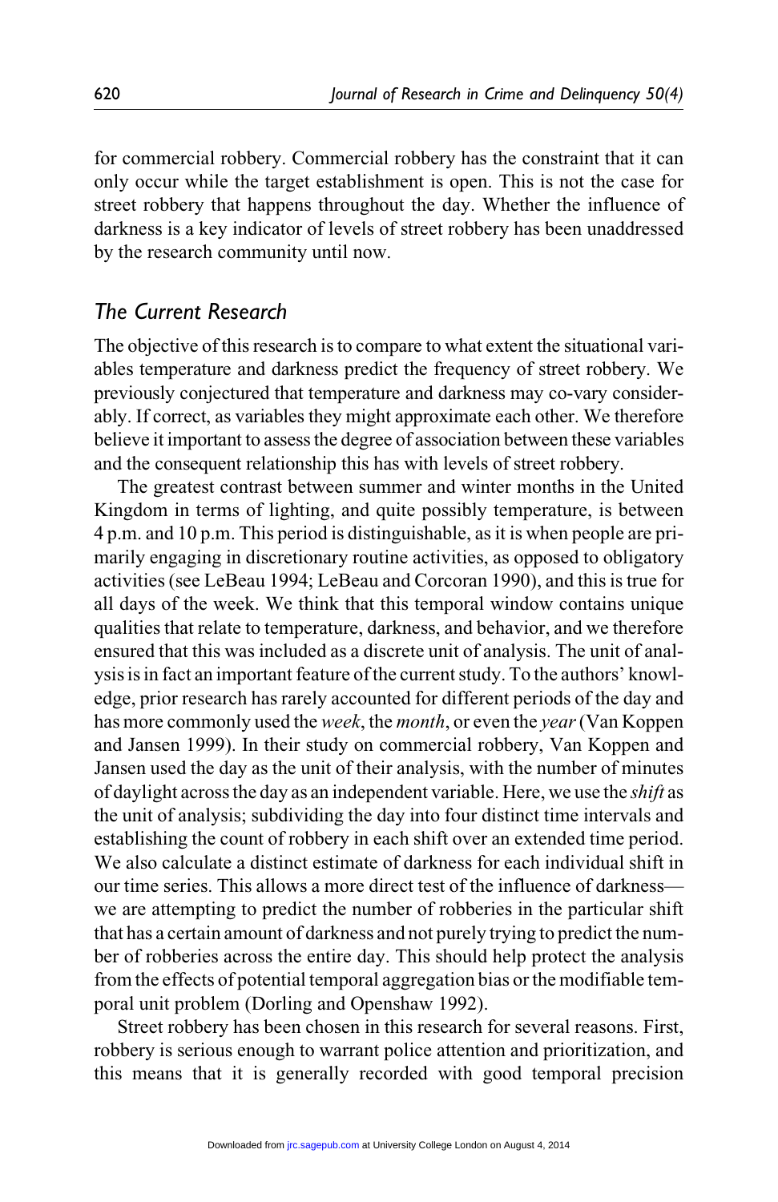for commercial robbery. Commercial robbery has the constraint that it can only occur while the target establishment is open. This is not the case for street robbery that happens throughout the day. Whether the influence of darkness is a key indicator of levels of street robbery has been unaddressed by the research community until now.

## The Current Research

The objective of this research is to compare to what extent the situational variables temperature and darkness predict the frequency of street robbery. We previously conjectured that temperature and darkness may co-vary considerably. If correct, as variables they might approximate each other. We therefore believe it important to assess the degree of association between these variables and the consequent relationship this has with levels of street robbery.

The greatest contrast between summer and winter months in the United Kingdom in terms of lighting, and quite possibly temperature, is between 4 p.m. and 10 p.m. This period is distinguishable, as it is when people are primarily engaging in discretionary routine activities, as opposed to obligatory activities (see LeBeau 1994; LeBeau and Corcoran 1990), and this is true for all days of the week. We think that this temporal window contains unique qualities that relate to temperature, darkness, and behavior, and we therefore ensured that this was included as a discrete unit of analysis. The unit of analysis is in fact an important feature of the current study. To the authors' knowledge, prior research has rarely accounted for different periods of the day and has more commonly used the *week*, the *month*, or even the *year* (Van Koppen and Jansen 1999). In their study on commercial robbery, Van Koppen and Jansen used the day as the unit of their analysis, with the number of minutes of daylight across the day as an independent variable. Here, we use the *shift* as the unit of analysis; subdividing the day into four distinct time intervals and establishing the count of robbery in each shift over an extended time period. We also calculate a distinct estimate of darkness for each individual shift in our time series. This allows a more direct test of the influence of darkness—we are attempting to predict the number of robberies in the particular shift that has a certain amount of darkness and not purely trying to predict the number of robberies across the entire day. This should help protect the analysis from the effects of potential temporal aggregation bias or the modifiable temporal unit problem (Dorling and Openshaw 1992).

Street robbery has been chosen in this research for several reasons. First, robbery is serious enough to warrant police attention and prioritization, and this means that it is generally recorded with good temporal precision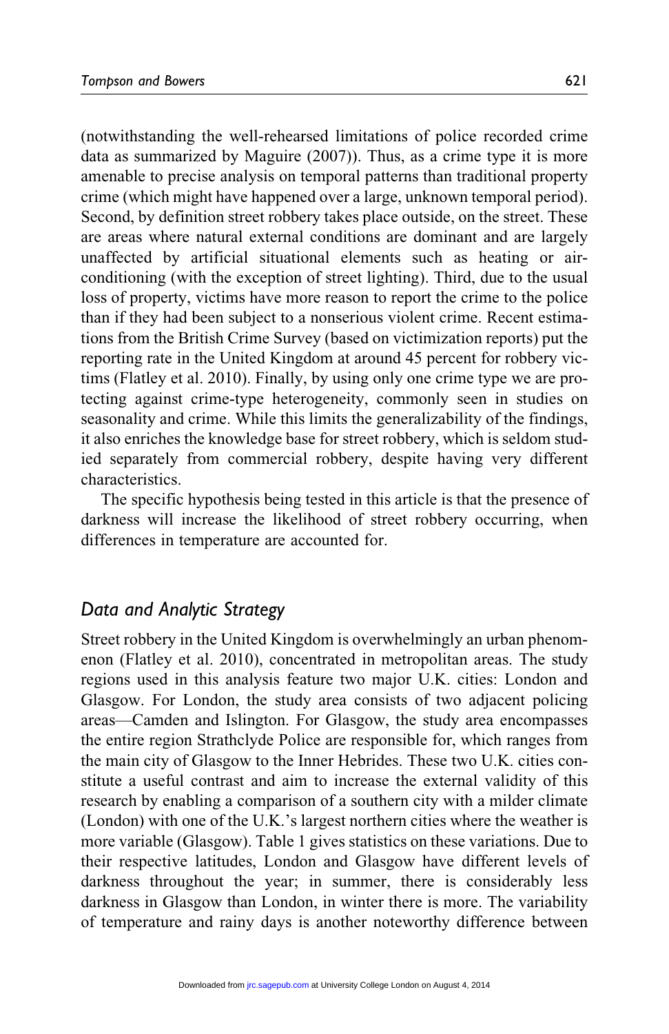(notwithstanding the well-rehearsed limitations of police recorded crime data as summarized by Maguire (2007)). Thus, as a crime type it is more amenable to precise analysis on temporal patterns than traditional property crime (which might have happened over a large, unknown temporal period). Second, by definition street robbery takes place outside, on the street. These are areas where natural external conditions are dominant and are largely unaffected by artificial situational elements such as heating or air-conditioning (with the exception of street lighting). Third, due to the usual loss of property, victims have more reason to report the crime to the police than if they had been subject to a nonserious violent crime. Recent estimations from the British Crime Survey (based on victimization reports) put the reporting rate in the United Kingdom at around 45 percent for robbery victims (Flatley et al. 2010). Finally, by using only one crime type we are protecting against crime-type heterogeneity, commonly seen in studies on seasonality and crime. While this limits the generalizability of the findings, it also enriches the knowledge base for street robbery, which is seldom studied separately from commercial robbery, despite having very different characteristics.

The specific hypothesis being tested in this article is that the presence of darkness will increase the likelihood of street robbery occurring, when differences in temperature are accounted for.

## *Data and Analytic Strategy*

Street robbery in the United Kingdom is overwhelmingly an urban phenomenon (Flatley et al. 2010), concentrated in metropolitan areas. The study regions used in this analysis feature two major U.K. cities: London and Glasgow. For London, the study area consists of two adjacent policing areas—Camden and Islington. For Glasgow, the study area encompasses the entire region Strathclyde Police are responsible for, which ranges from the main city of Glasgow to the Inner Hebrides. These two U.K. cities constitute a useful contrast and aim to increase the external validity of this research by enabling a comparison of a southern city with a milder climate (London) with one of the U.K.'s largest northern cities where the weather is more variable (Glasgow). Table 1 gives statistics on these variations. Due to their respective latitudes, London and Glasgow have different levels of darkness throughout the year; in summer, there is considerably less darkness in Glasgow than London, in winter there is more. The variability of temperature and rainy days is another noteworthy difference between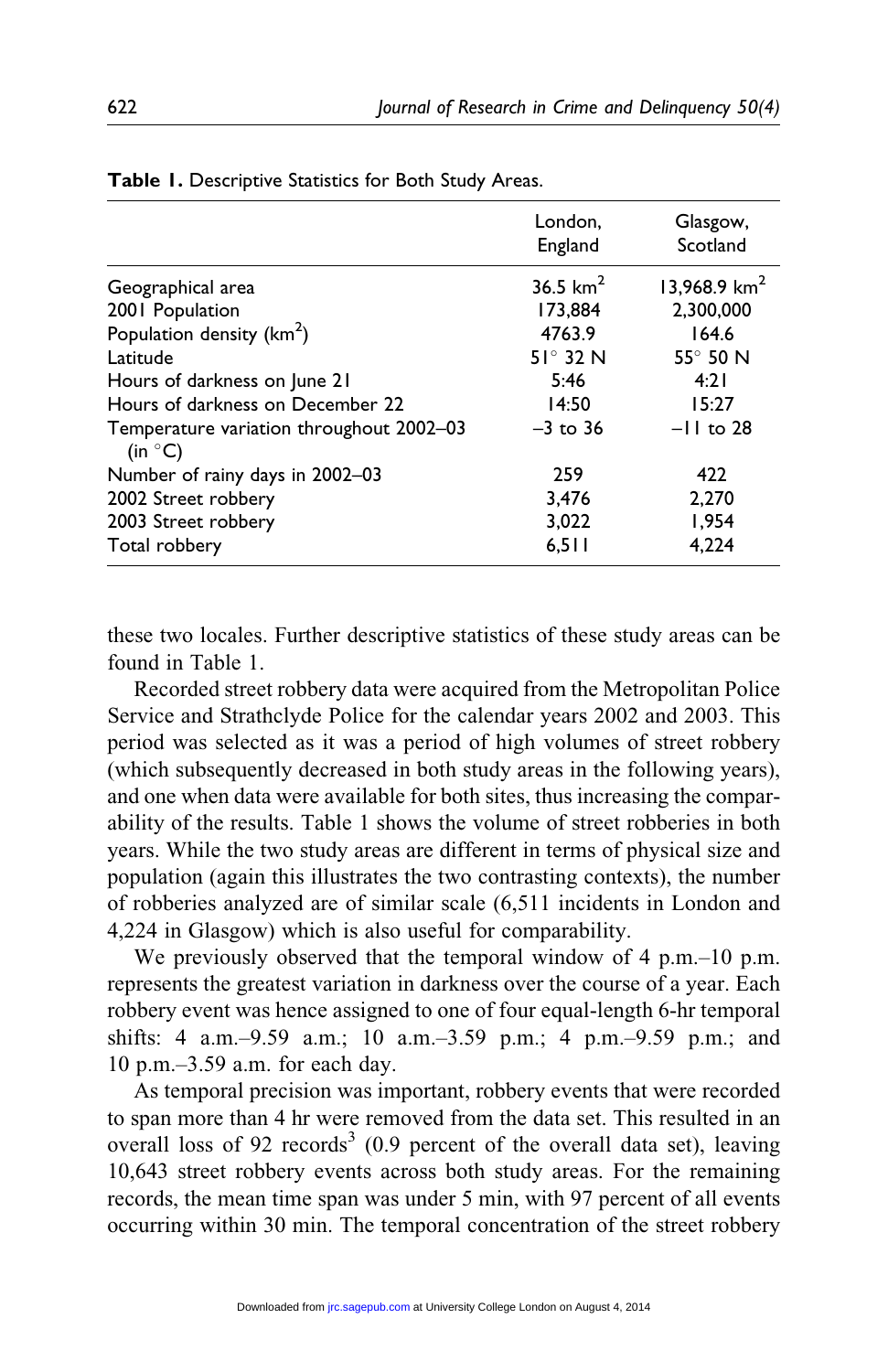**Table 1.** Descriptive Statistics for Both Study Areas.

| | London, England | Glasgow, Scotland |
|---|---|---|
| Geographical area | 36.5 km$^2$ | 13,968.9 km$^2$ |
| 2001 Population | 173,884 | 2,300,000 |
| Population density (km$^2$) | 4763.9 | 164.6 |
| Latitude | 51° 32 N | 55° 50 N |
| Hours of darkness on June 21 | 5:46 | 4:21 |
| Hours of darkness on December 22 | 14:50 | 15:27 |
| Temperature variation throughout 2002–03 (in °C) | −3 to 36 | −11 to 28 |
| Number of rainy days in 2002–03 | 259 | 422 |
| 2002 Street robbery | 3,476 | 2,270 |
| 2003 Street robbery | 3,022 | 1,954 |
| Total robbery | 6,511 | 4,224 |

these two locales. Further descriptive statistics of these study areas can be found in Table 1.

Recorded street robbery data were acquired from the Metropolitan Police Service and Strathclyde Police for the calendar years 2002 and 2003. This period was selected as it was a period of high volumes of street robbery (which subsequently decreased in both study areas in the following years), and one when data were available for both sites, thus increasing the comparability of the results. Table 1 shows the volume of street robberies in both years. While the two study areas are different in terms of physical size and population (again this illustrates the two contrasting contexts), the number of robberies analyzed are of similar scale (6,511 incidents in London and 4,224 in Glasgow) which is also useful for comparability.

We previously observed that the temporal window of 4 p.m.–10 p.m. represents the greatest variation in darkness over the course of a year. Each robbery event was hence assigned to one of four equal-length 6-hr temporal shifts: 4 a.m.–9.59 a.m.; 10 a.m.–3.59 p.m.; 4 p.m.–9.59 p.m.; and 10 p.m.–3.59 a.m. for each day.

As temporal precision was important, robbery events that were recorded to span more than 4 hr were removed from the data set. This resulted in an overall loss of 92 records[3] (0.9 percent of the overall data set), leaving 10,643 street robbery events across both study areas. For the remaining records, the mean time span was under 5 min, with 97 percent of all events occurring within 30 min. The temporal concentration of the street robbery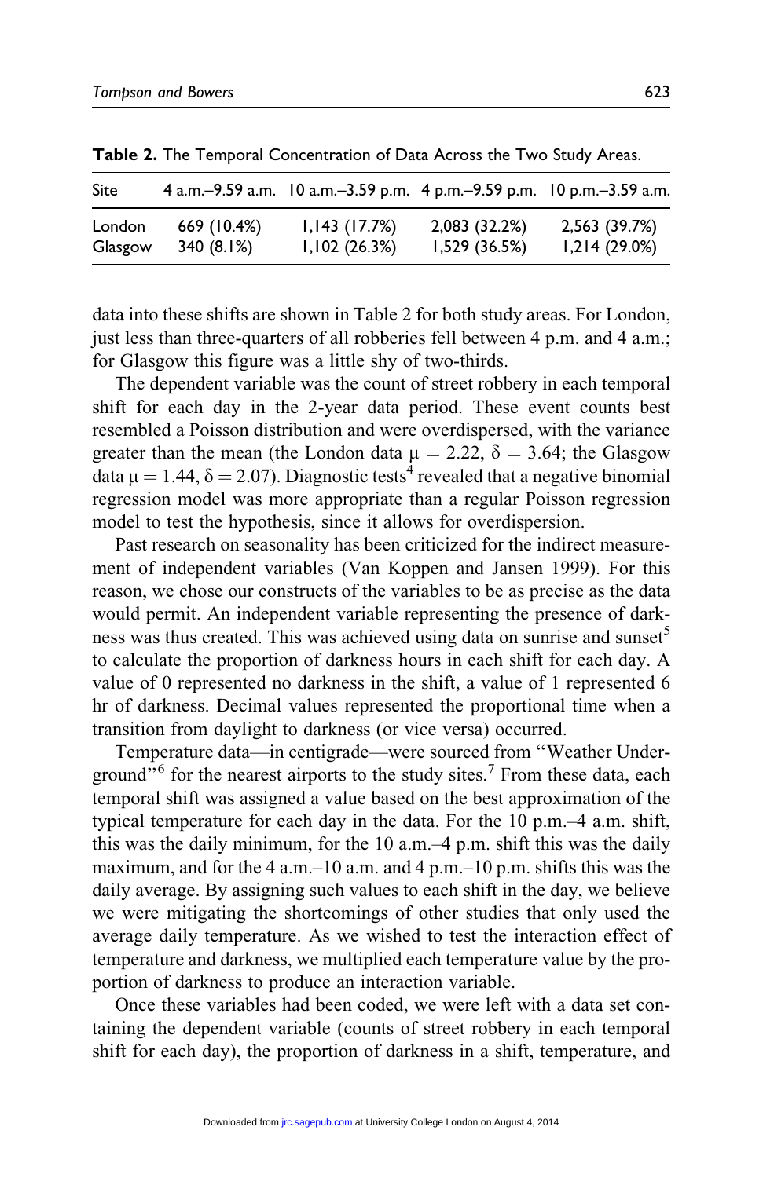**Table 2.** The Temporal Concentration of Data Across the Two Study Areas.

| Site | 4 a.m.–9.59 a.m. | 10 a.m.–3.59 p.m. | 4 p.m.–9.59 p.m. | 10 p.m.–3.59 a.m. |
|---|---|---|---|---|
| London | 669 (10.4%) | 1,143 (17.7%) | 2,083 (32.2%) | 2,563 (39.7%) |
| Glasgow | 340 (8.1%) | 1,102 (26.3%) | 1,529 (36.5%) | 1,214 (29.0%) |

data into these shifts are shown in Table 2 for both study areas. For London, just less than three-quarters of all robberies fell between 4 p.m. and 4 a.m.; for Glasgow this figure was a little shy of two-thirds.

The dependent variable was the count of street robbery in each temporal shift for each day in the 2-year data period. These event counts best resembled a Poisson distribution and were overdispersed, with the variance greater than the mean (the London data $\mu = 2.22$, $\delta = 3.64$; the Glasgow data $\mu = 1.44$, $\delta = 2.07$). Diagnostic tests[4] revealed that a negative binomial regression model was more appropriate than a regular Poisson regression model to test the hypothesis, since it allows for overdispersion.

Past research on seasonality has been criticized for the indirect measurement of independent variables (Van Koppen and Jansen 1999). For this reason, we chose our constructs of the variables to be as precise as the data would permit. An independent variable representing the presence of darkness was thus created. This was achieved using data on sunrise and sunset[5] to calculate the proportion of darkness hours in each shift for each day. A value of 0 represented no darkness in the shift, a value of 1 represented 6 hr of darkness. Decimal values represented the proportional time when a transition from daylight to darkness (or vice versa) occurred.

Temperature data—in centigrade—were sourced from "Weather Underground"[6] for the nearest airports to the study sites.[7] From these data, each temporal shift was assigned a value based on the best approximation of the typical temperature for each day in the data. For the 10 p.m.–4 a.m. shift, this was the daily minimum, for the 10 a.m.–4 p.m. shift this was the daily maximum, and for the 4 a.m.–10 a.m. and 4 p.m.–10 p.m. shifts this was the daily average. By assigning such values to each shift in the day, we believe we were mitigating the shortcomings of other studies that only used the average daily temperature. As we wished to test the interaction effect of temperature and darkness, we multiplied each temperature value by the proportion of darkness to produce an interaction variable.

Once these variables had been coded, we were left with a data set containing the dependent variable (counts of street robbery in each temporal shift for each day), the proportion of darkness in a shift, temperature, and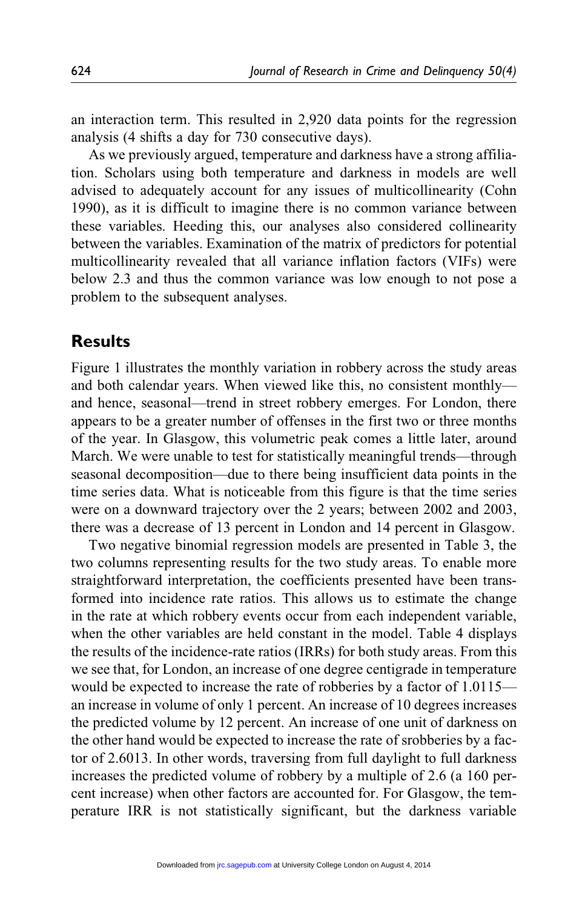an interaction term. This resulted in 2,920 data points for the regression analysis (4 shifts a day for 730 consecutive days).

As we previously argued, temperature and darkness have a strong affiliation. Scholars using both temperature and darkness in models are well advised to adequately account for any issues of multicollinearity (Cohn 1990), as it is difficult to imagine there is no common variance between these variables. Heeding this, our analyses also considered collinearity between the variables. Examination of the matrix of predictors for potential multicollinearity revealed that all variance inflation factors (VIFs) were below 2.3 and thus the common variance was low enough to not pose a problem to the subsequent analyses.

## Results

Figure 1 illustrates the monthly variation in robbery across the study areas and both calendar years. When viewed like this, no consistent monthly—and hence, seasonal—trend in street robbery emerges. For London, there appears to be a greater number of offenses in the first two or three months of the year. In Glasgow, this volumetric peak comes a little later, around March. We were unable to test for statistically meaningful trends—through seasonal decomposition—due to there being insufficient data points in the time series data. What is noticeable from this figure is that the time series were on a downward trajectory over the 2 years; between 2002 and 2003, there was a decrease of 13 percent in London and 14 percent in Glasgow.

Two negative binomial regression models are presented in Table 3, the two columns representing results for the two study areas. To enable more straightforward interpretation, the coefficients presented have been transformed into incidence rate ratios. This allows us to estimate the change in the rate at which robbery events occur from each independent variable, when the other variables are held constant in the model. Table 4 displays the results of the incidence-rate ratios (IRRs) for both study areas. From this we see that, for London, an increase of one degree centigrade in temperature would be expected to increase the rate of robberies by a factor of 1.0115—an increase in volume of only 1 percent. An increase of 10 degrees increases the predicted volume by 12 percent. An increase of one unit of darkness on the other hand would be expected to increase the rate of srobberies by a factor of 2.6013. In other words, traversing from full daylight to full darkness increases the predicted volume of robbery by a multiple of 2.6 (a 160 percent increase) when other factors are accounted for. For Glasgow, the temperature IRR is not statistically significant, but the darkness variable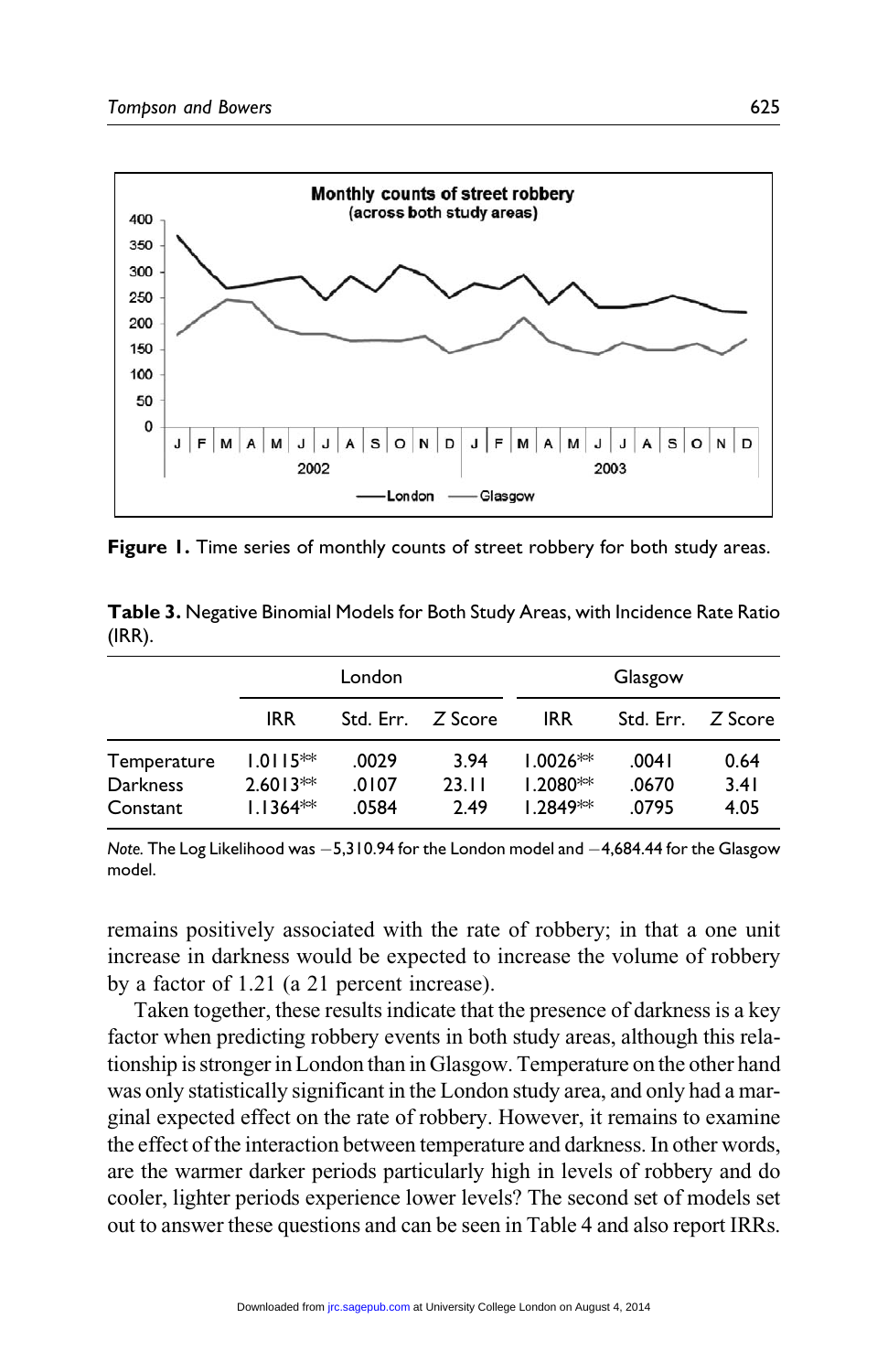**Figure 1.** Time series of monthly counts of street robbery for both study areas.

**Table 3.** Negative Binomial Models for Both Study Areas, with Incidence Rate Ratio (IRR).

| | London | | | Glasgow | | |
|---|---|---|---|---|---|---|
| | IRR | Std. Err. | *Z* Score | IRR | Std. Err. | *Z* Score |
| Temperature | 1.0115** | .0029 | 3.94 | 1.0026** | .0041 | 0.64 |
| Darkness | 2.6013** | .0107 | 23.11 | 1.2080** | .0670 | 3.41 |
| Constant | 1.1364** | .0584 | 2.49 | 1.2849** | .0795 | 4.05 |

*Note.* The Log Likelihood was −5,310.94 for the London model and −4,684.44 for the Glasgow model.

remains positively associated with the rate of robbery; in that a one unit increase in darkness would be expected to increase the volume of robbery by a factor of 1.21 (a 21 percent increase).

Taken together, these results indicate that the presence of darkness is a key factor when predicting robbery events in both study areas, although this relationship is stronger in London than in Glasgow. Temperature on the other hand was only statistically significant in the London study area, and only had a marginal expected effect on the rate of robbery. However, it remains to examine the effect of the interaction between temperature and darkness. In other words, are the warmer darker periods particularly high in levels of robbery and do cooler, lighter periods experience lower levels? The second set of models set out to answer these questions and can be seen in Table 4 and also report IRRs.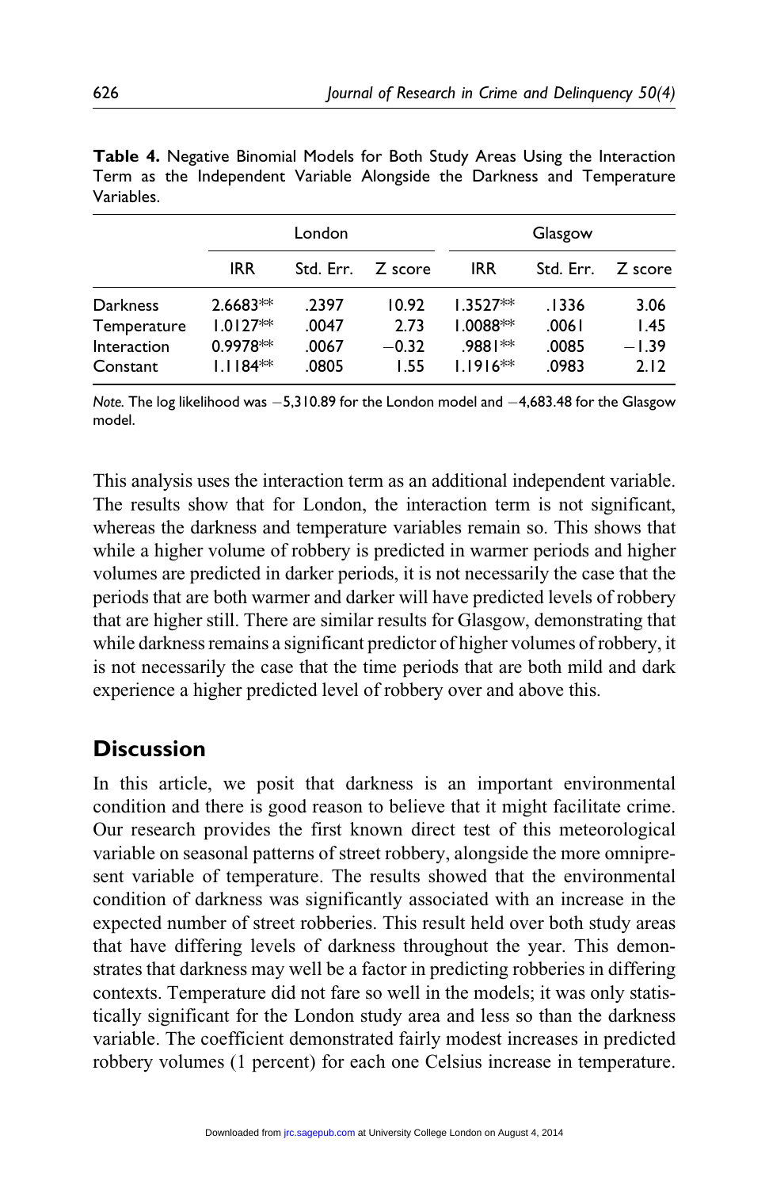**Table 4.** Negative Binomial Models for Both Study Areas Using the Interaction Term as the Independent Variable Alongside the Darkness and Temperature Variables.

| | London | | | Glasgow | | |
|---|---|---|---|---|---|---|
| | IRR | Std. Err. | Z score | IRR | Std. Err. | Z score |
| Darkness | 2.6683** | .2397 | 10.92 | 1.3527** | .1336 | 3.06 |
| Temperature | 1.0127** | .0047 | 2.73 | 1.0088** | .0061 | 1.45 |
| Interaction | 0.9978** | .0067 | −0.32 | .9881** | .0085 | −1.39 |
| Constant | 1.1184** | .0805 | 1.55 | 1.1916** | .0983 | 2.12 |

*Note.* The log likelihood was −5,310.89 for the London model and −4,683.48 for the Glasgow model.

This analysis uses the interaction term as an additional independent variable. The results show that for London, the interaction term is not significant, whereas the darkness and temperature variables remain so. This shows that while a higher volume of robbery is predicted in warmer periods and higher volumes are predicted in darker periods, it is not necessarily the case that the periods that are both warmer and darker will have predicted levels of robbery that are higher still. There are similar results for Glasgow, demonstrating that while darkness remains a significant predictor of higher volumes of robbery, it is not necessarily the case that the time periods that are both mild and dark experience a higher predicted level of robbery over and above this.

## Discussion

In this article, we posit that darkness is an important environmental condition and there is good reason to believe that it might facilitate crime. Our research provides the first known direct test of this meteorological variable on seasonal patterns of street robbery, alongside the more omnipresent variable of temperature. The results showed that the environmental condition of darkness was significantly associated with an increase in the expected number of street robberies. This result held over both study areas that have differing levels of darkness throughout the year. This demonstrates that darkness may well be a factor in predicting robberies in differing contexts. Temperature did not fare so well in the models; it was only statistically significant for the London study area and less so than the darkness variable. The coefficient demonstrated fairly modest increases in predicted robbery volumes (1 percent) for each one Celsius increase in temperature.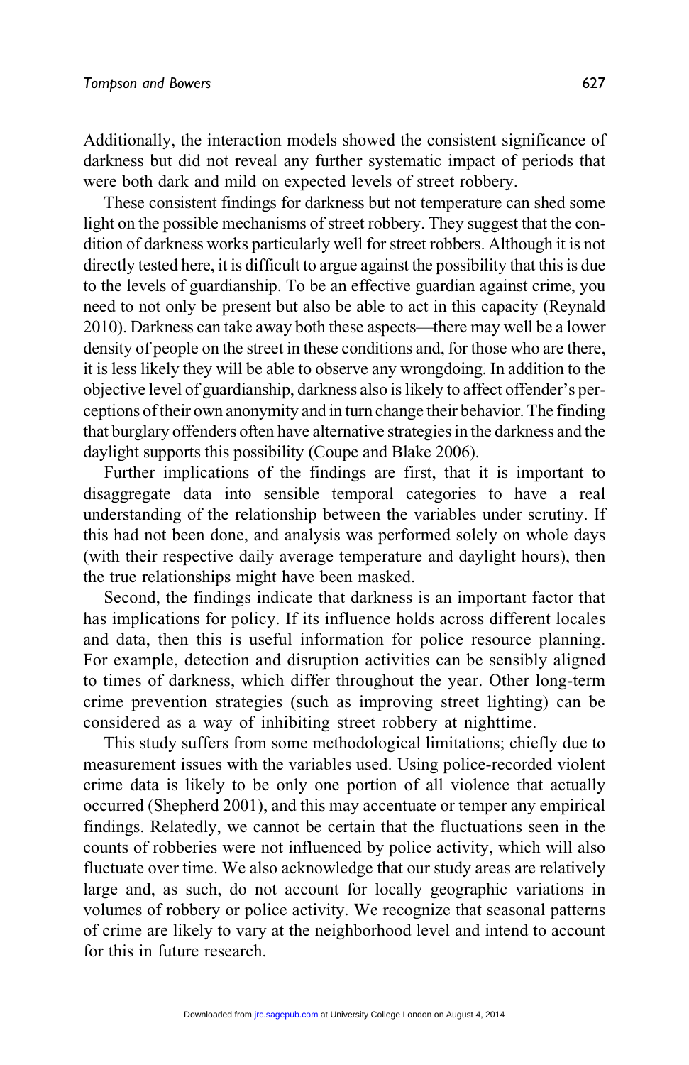Additionally, the interaction models showed the consistent significance of darkness but did not reveal any further systematic impact of periods that were both dark and mild on expected levels of street robbery.

These consistent findings for darkness but not temperature can shed some light on the possible mechanisms of street robbery. They suggest that the condition of darkness works particularly well for street robbers. Although it is not directly tested here, it is difficult to argue against the possibility that this is due to the levels of guardianship. To be an effective guardian against crime, you need to not only be present but also be able to act in this capacity (Reynald 2010). Darkness can take away both these aspects—there may well be a lower density of people on the street in these conditions and, for those who are there, it is less likely they will be able to observe any wrongdoing. In addition to the objective level of guardianship, darkness also is likely to affect offender's perceptions of their own anonymity and in turn change their behavior. The finding that burglary offenders often have alternative strategies in the darkness and the daylight supports this possibility (Coupe and Blake 2006).

Further implications of the findings are first, that it is important to disaggregate data into sensible temporal categories to have a real understanding of the relationship between the variables under scrutiny. If this had not been done, and analysis was performed solely on whole days (with their respective daily average temperature and daylight hours), then the true relationships might have been masked.

Second, the findings indicate that darkness is an important factor that has implications for policy. If its influence holds across different locales and data, then this is useful information for police resource planning. For example, detection and disruption activities can be sensibly aligned to times of darkness, which differ throughout the year. Other long-term crime prevention strategies (such as improving street lighting) can be considered as a way of inhibiting street robbery at nighttime.

This study suffers from some methodological limitations; chiefly due to measurement issues with the variables used. Using police-recorded violent crime data is likely to be only one portion of all violence that actually occurred (Shepherd 2001), and this may accentuate or temper any empirical findings. Relatedly, we cannot be certain that the fluctuations seen in the counts of robberies were not influenced by police activity, which will also fluctuate over time. We also acknowledge that our study areas are relatively large and, as such, do not account for locally geographic variations in volumes of robbery or police activity. We recognize that seasonal patterns of crime are likely to vary at the neighborhood level and intend to account for this in future research.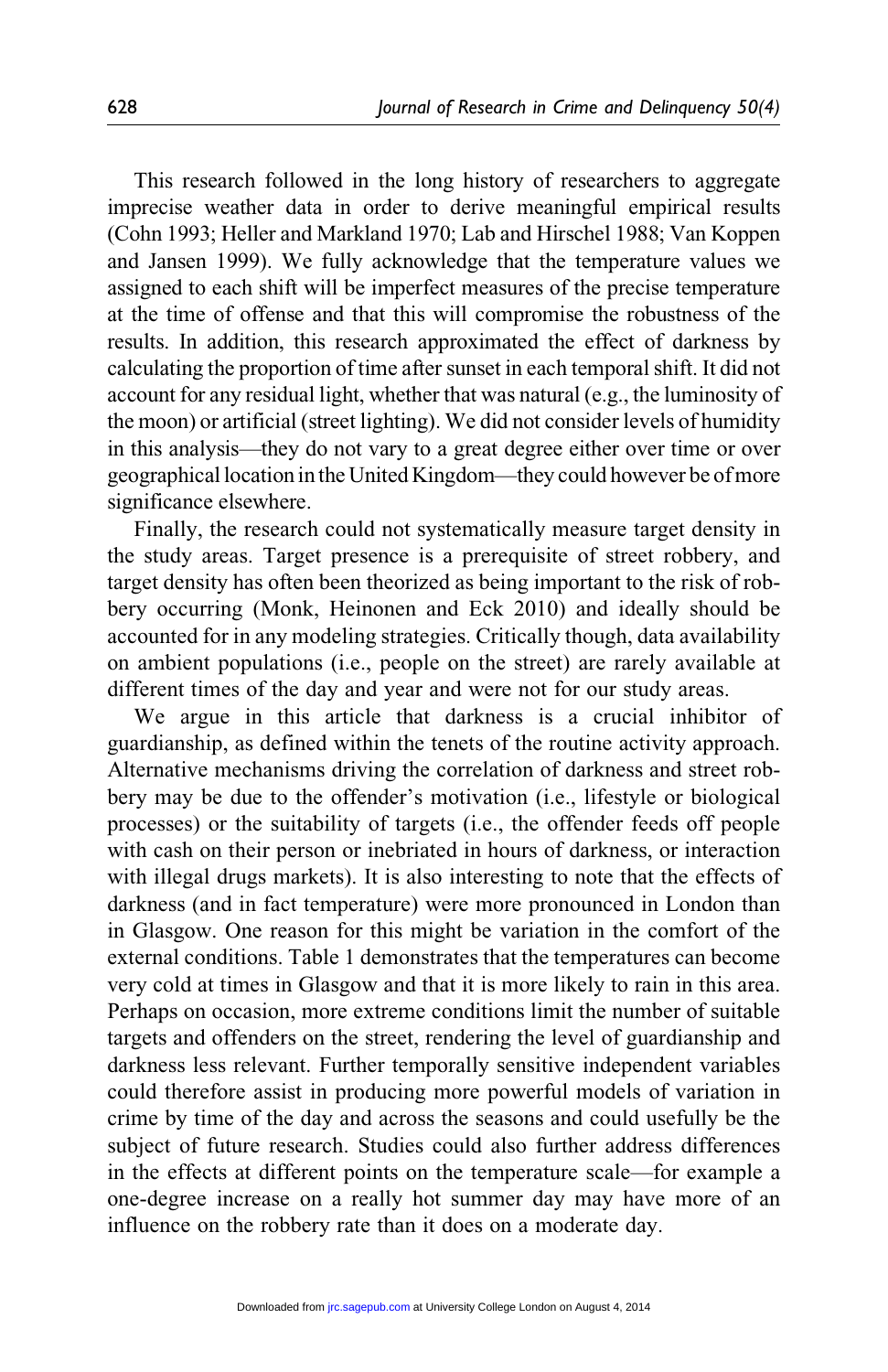This research followed in the long history of researchers to aggregate imprecise weather data in order to derive meaningful empirical results (Cohn 1993; Heller and Markland 1970; Lab and Hirschel 1988; Van Koppen and Jansen 1999). We fully acknowledge that the temperature values we assigned to each shift will be imperfect measures of the precise temperature at the time of offense and that this will compromise the robustness of the results. In addition, this research approximated the effect of darkness by calculating the proportion of time after sunset in each temporal shift. It did not account for any residual light, whether that was natural (e.g., the luminosity of the moon) or artificial (street lighting). We did not consider levels of humidity in this analysis—they do not vary to a great degree either over time or over geographical location in the United Kingdom—they could however be of more significance elsewhere.

Finally, the research could not systematically measure target density in the study areas. Target presence is a prerequisite of street robbery, and target density has often been theorized as being important to the risk of robbery occurring (Monk, Heinonen and Eck 2010) and ideally should be accounted for in any modeling strategies. Critically though, data availability on ambient populations (i.e., people on the street) are rarely available at different times of the day and year and were not for our study areas.

We argue in this article that darkness is a crucial inhibitor of guardianship, as defined within the tenets of the routine activity approach. Alternative mechanisms driving the correlation of darkness and street robbery may be due to the offender's motivation (i.e., lifestyle or biological processes) or the suitability of targets (i.e., the offender feeds off people with cash on their person or inebriated in hours of darkness, or interaction with illegal drugs markets). It is also interesting to note that the effects of darkness (and in fact temperature) were more pronounced in London than in Glasgow. One reason for this might be variation in the comfort of the external conditions. Table 1 demonstrates that the temperatures can become very cold at times in Glasgow and that it is more likely to rain in this area. Perhaps on occasion, more extreme conditions limit the number of suitable targets and offenders on the street, rendering the level of guardianship and darkness less relevant. Further temporally sensitive independent variables could therefore assist in producing more powerful models of variation in crime by time of the day and across the seasons and could usefully be the subject of future research. Studies could also further address differences in the effects at different points on the temperature scale—for example a one-degree increase on a really hot summer day may have more of an influence on the robbery rate than it does on a moderate day.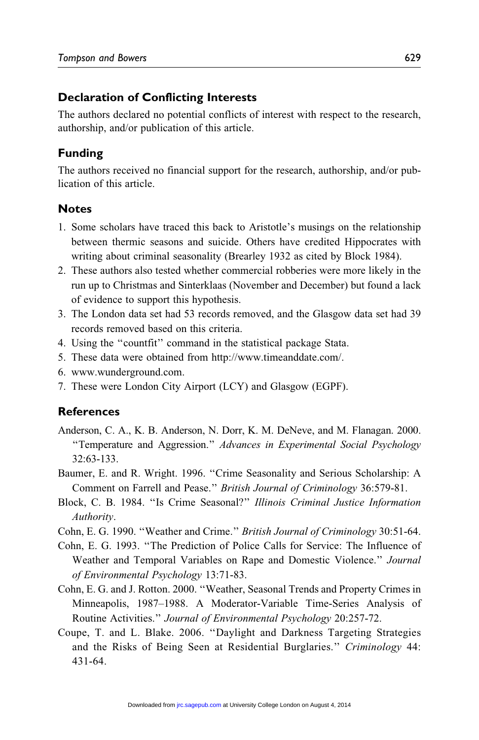## Declaration of Conflicting Interests

The authors declared no potential conflicts of interest with respect to the research, authorship, and/or publication of this article.

## Funding

The authors received no financial support for the research, authorship, and/or publication of this article.

## Notes

1. Some scholars have traced this back to Aristotle's musings on the relationship between thermic seasons and suicide. Others have credited Hippocrates with writing about criminal seasonality (Brearley 1932 as cited by Block 1984).
2. These authors also tested whether commercial robberies were more likely in the run up to Christmas and Sinterklaas (November and December) but found a lack of evidence to support this hypothesis.
3. The London data set had 53 records removed, and the Glasgow data set had 39 records removed based on this criteria.
4. Using the "countfit" command in the statistical package Stata.
5. These data were obtained from http://www.timeanddate.com/.
6. www.wunderground.com.
7. These were London City Airport (LCY) and Glasgow (EGPF).

## References

Anderson, C. A., K. B. Anderson, N. Dorr, K. M. DeNeve, and M. Flanagan. 2000. "Temperature and Aggression." *Advances in Experimental Social Psychology* 32:63-133.

Baumer, E. and R. Wright. 1996. "Crime Seasonality and Serious Scholarship: A Comment on Farrell and Pease." *British Journal of Criminology* 36:579-81.

Block, C. B. 1984. "Is Crime Seasonal?" *Illinois Criminal Justice Information Authority*.

Cohn, E. G. 1990. "Weather and Crime." *British Journal of Criminology* 30:51-64.

Cohn, E. G. 1993. "The Prediction of Police Calls for Service: The Influence of Weather and Temporal Variables on Rape and Domestic Violence." *Journal of Environmental Psychology* 13:71-83.

Cohn, E. G. and J. Rotton. 2000. "Weather, Seasonal Trends and Property Crimes in Minneapolis, 1987–1988. A Moderator-Variable Time-Series Analysis of Routine Activities." *Journal of Environmental Psychology* 20:257-72.

Coupe, T. and L. Blake. 2006. "Daylight and Darkness Targeting Strategies and the Risks of Being Seen at Residential Burglaries." *Criminology* 44: 431-64.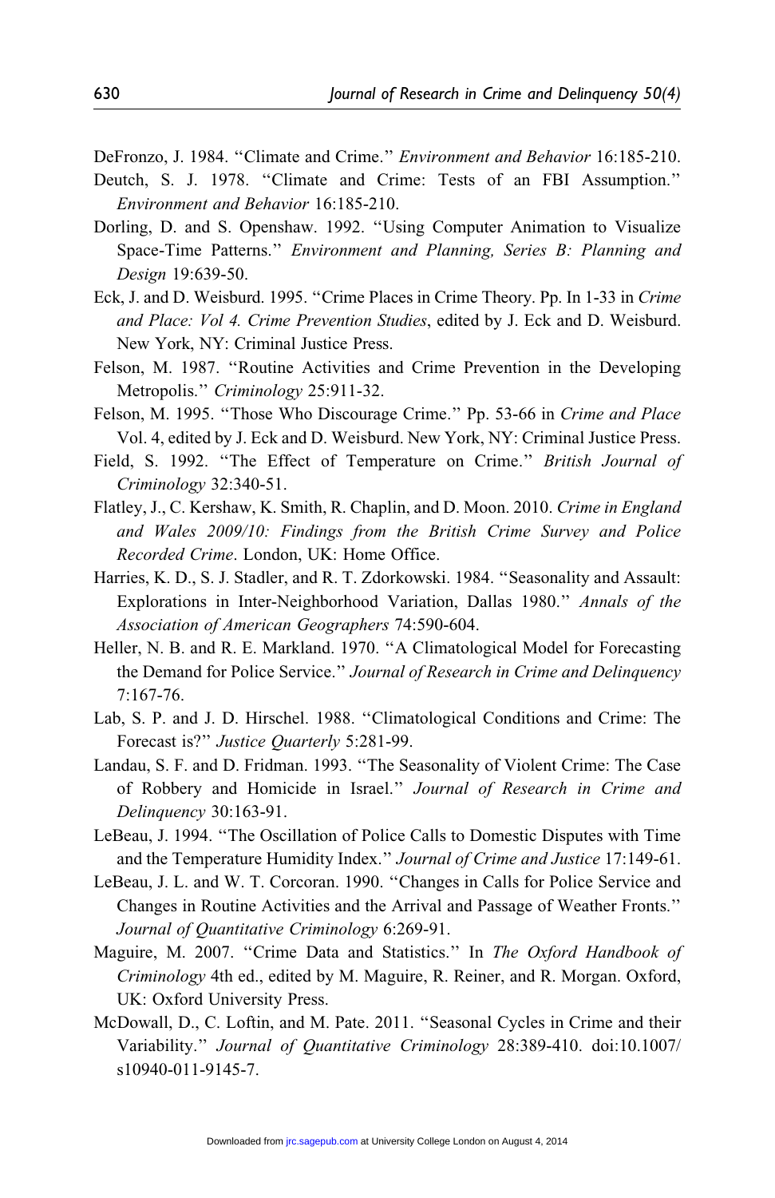DeFronzo, J. 1984. "Climate and Crime." *Environment and Behavior* 16:185-210.

Deutch, S. J. 1978. "Climate and Crime: Tests of an FBI Assumption." *Environment and Behavior* 16:185-210.

Dorling, D. and S. Openshaw. 1992. "Using Computer Animation to Visualize Space-Time Patterns." *Environment and Planning, Series B: Planning and Design* 19:639-50.

Eck, J. and D. Weisburd. 1995. "Crime Places in Crime Theory. Pp. In 1-33 in *Crime and Place: Vol 4. Crime Prevention Studies*, edited by J. Eck and D. Weisburd. New York, NY: Criminal Justice Press.

Felson, M. 1987. "Routine Activities and Crime Prevention in the Developing Metropolis." *Criminology* 25:911-32.

Felson, M. 1995. "Those Who Discourage Crime." Pp. 53-66 in *Crime and Place* Vol. 4, edited by J. Eck and D. Weisburd. New York, NY: Criminal Justice Press.

Field, S. 1992. "The Effect of Temperature on Crime." *British Journal of Criminology* 32:340-51.

Flatley, J., C. Kershaw, K. Smith, R. Chaplin, and D. Moon. 2010. *Crime in England and Wales 2009/10: Findings from the British Crime Survey and Police Recorded Crime*. London, UK: Home Office.

Harries, K. D., S. J. Stadler, and R. T. Zdorkowski. 1984. "Seasonality and Assault: Explorations in Inter-Neighborhood Variation, Dallas 1980." *Annals of the Association of American Geographers* 74:590-604.

Heller, N. B. and R. E. Markland. 1970. "A Climatological Model for Forecasting the Demand for Police Service." *Journal of Research in Crime and Delinquency* 7:167-76.

Lab, S. P. and J. D. Hirschel. 1988. "Climatological Conditions and Crime: The Forecast is?" *Justice Quarterly* 5:281-99.

Landau, S. F. and D. Fridman. 1993. "The Seasonality of Violent Crime: The Case of Robbery and Homicide in Israel." *Journal of Research in Crime and Delinquency* 30:163-91.

LeBeau, J. 1994. "The Oscillation of Police Calls to Domestic Disputes with Time and the Temperature Humidity Index." *Journal of Crime and Justice* 17:149-61.

LeBeau, J. L. and W. T. Corcoran. 1990. "Changes in Calls for Police Service and Changes in Routine Activities and the Arrival and Passage of Weather Fronts." *Journal of Quantitative Criminology* 6:269-91.

Maguire, M. 2007. "Crime Data and Statistics." In *The Oxford Handbook of Criminology* 4th ed., edited by M. Maguire, R. Reiner, and R. Morgan. Oxford, UK: Oxford University Press.

McDowall, D., C. Loftin, and M. Pate. 2011. "Seasonal Cycles in Crime and their Variability." *Journal of Quantitative Criminology* 28:389-410. doi:10.1007/s10940-011-9145-7.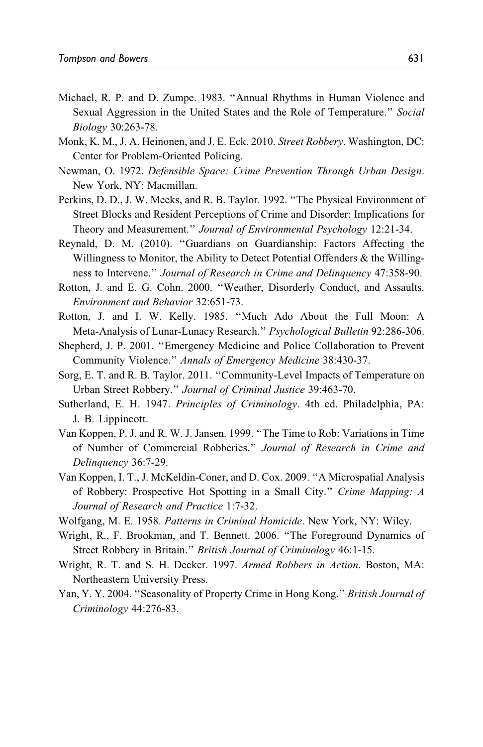Michael, R. P. and D. Zumpe. 1983. ‘‘Annual Rhythms in Human Violence and Sexual Aggression in the United States and the Role of Temperature.’’ *Social Biology* 30:263-78.

Monk, K. M., J. A. Heinonen, and J. E. Eck. 2010. *Street Robbery*. Washington, DC: Center for Problem-Oriented Policing.

Newman, O. 1972. *Defensible Space: Crime Prevention Through Urban Design*. New York, NY: Macmillan.

Perkins, D. D., J. W. Meeks, and R. B. Taylor. 1992. ‘‘The Physical Environment of Street Blocks and Resident Perceptions of Crime and Disorder: Implications for Theory and Measurement.’’ *Journal of Environmental Psychology* 12:21-34.

Reynald, D. M. (2010). ‘‘Guardians on Guardianship: Factors Affecting the Willingness to Monitor, the Ability to Detect Potential Offenders & the Willingness to Intervene.’’ *Journal of Research in Crime and Delinquency* 47:358-90.

Rotton, J. and E. G. Cohn. 2000. ‘‘Weather, Disorderly Conduct, and Assaults. *Environment and Behavior* 32:651-73.

Rotton, J. and I. W. Kelly. 1985. ‘‘Much Ado About the Full Moon: A Meta-Analysis of Lunar-Lunacy Research.’’ *Psychological Bulletin* 92:286-306.

Shepherd, J. P. 2001. ‘‘Emergency Medicine and Police Collaboration to Prevent Community Violence.’’ *Annals of Emergency Medicine* 38:430-37.

Sorg, E. T. and R. B. Taylor. 2011. ‘‘Community-Level Impacts of Temperature on Urban Street Robbery.’’ *Journal of Criminal Justice* 39:463-70.

Sutherland, E. H. 1947. *Principles of Criminology*. 4th ed. Philadelphia, PA: J. B. Lippincott.

Van Koppen, P. J. and R. W. J. Jansen. 1999. ‘‘The Time to Rob: Variations in Time of Number of Commercial Robberies.’’ *Journal of Research in Crime and Delinquency* 36:7-29.

Van Koppen, I. T., J. McKeldin-Coner, and D. Cox. 2009. ‘‘A Microspatial Analysis of Robbery: Prospective Hot Spotting in a Small City.’’ *Crime Mapping: A Journal of Research and Practice* 1:7-32.

Wolfgang, M. E. 1958. *Patterns in Criminal Homicide*. New York, NY: Wiley.

Wright, R., F. Brookman, and T. Bennett. 2006. ‘‘The Foreground Dynamics of Street Robbery in Britain.’’ *British Journal of Criminology* 46:1-15.

Wright, R. T. and S. H. Decker. 1997. *Armed Robbers in Action*. Boston, MA: Northeastern University Press.

Yan, Y. Y. 2004. ‘‘Seasonality of Property Crime in Hong Kong.’’ *British Journal of Criminology* 44:276-83.